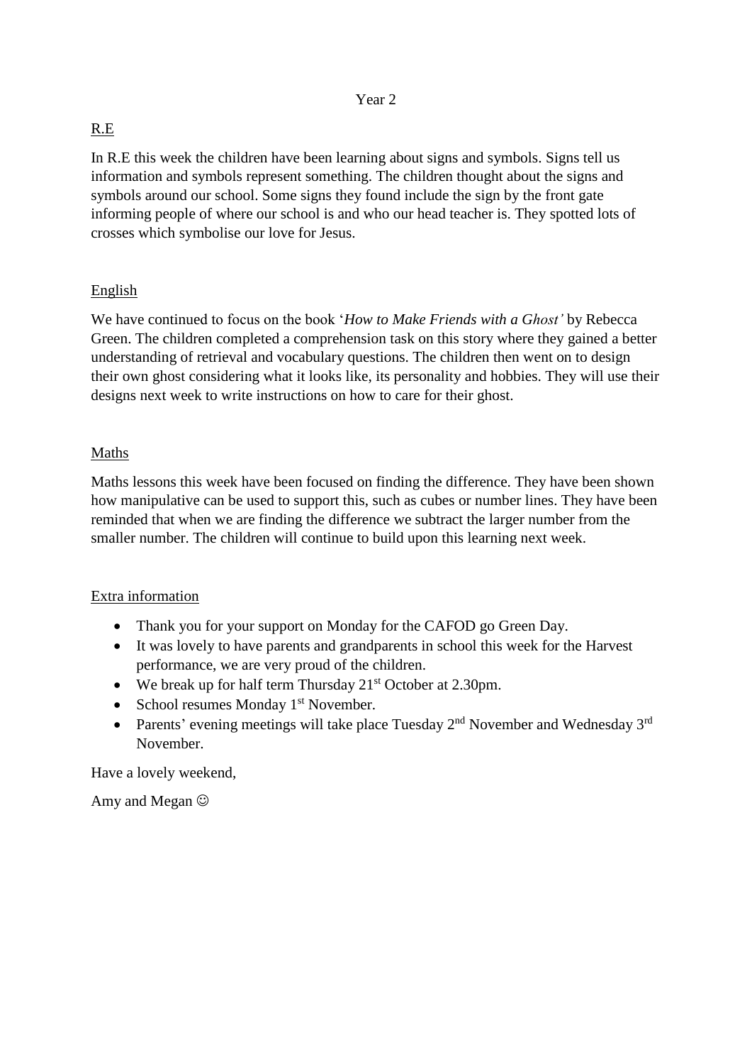Year 2

## R.E

In R.E this week the children have been learning about signs and symbols. Signs tell us information and symbols represent something. The children thought about the signs and symbols around our school. Some signs they found include the sign by the front gate informing people of where our school is and who our head teacher is. They spotted lots of crosses which symbolise our love for Jesus.

## English

We have continued to focus on the book '*How to Make Friends with a Ghost'* by Rebecca Green. The children completed a comprehension task on this story where they gained a better understanding of retrieval and vocabulary questions. The children then went on to design their own ghost considering what it looks like, its personality and hobbies. They will use their designs next week to write instructions on how to care for their ghost.

## Maths

Maths lessons this week have been focused on finding the difference. They have been shown how manipulative can be used to support this, such as cubes or number lines. They have been reminded that when we are finding the difference we subtract the larger number from the smaller number. The children will continue to build upon this learning next week.

## Extra information

- Thank you for your support on Monday for the CAFOD go Green Day.
- It was lovely to have parents and grandparents in school this week for the Harvest performance, we are very proud of the children.
- We break up for half term Thursday 21st October at 2.30pm.
- School resumes Monday 1st November.
- Parents' evening meetings will take place Tuesday 2nd November and Wednesday 3rd November.

Have a lovely weekend,

Amy and Megan ☺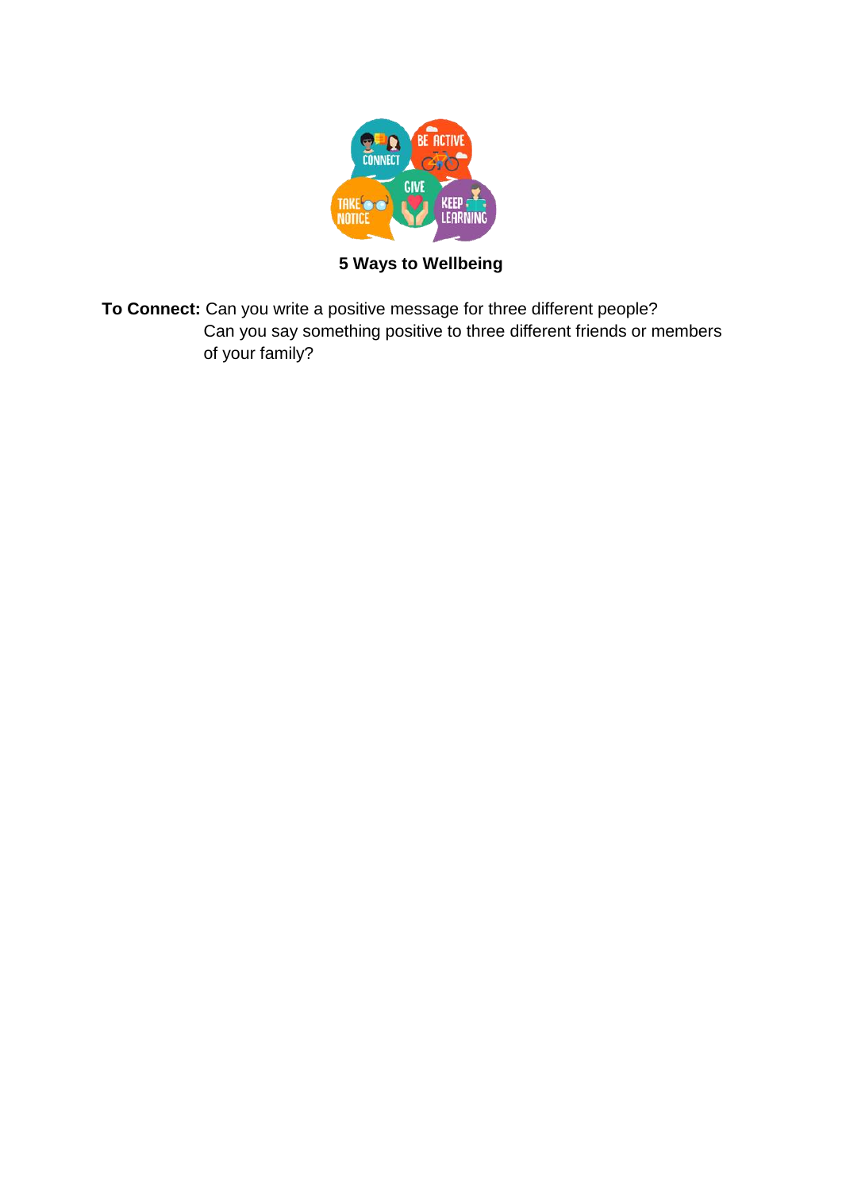**5 Ways to Wellbeing**

**To Connect:** Can you write a positive message for three different people?
Can you say something positive to three different friends or members of your family?